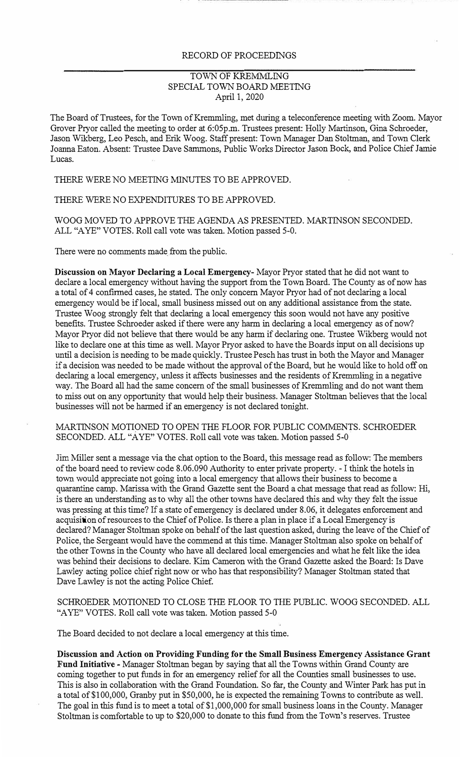# RECORD OF PROCEEDINGS

## TOWN OF KREMMLING
## SPECIAL TOWN BOARD MEETING
## April 1, 2020

The Board of Trustees, for the Town of Kremmling, met during a teleconference meeting with Zoom. Mayor Grover Pryor called the meeting to order at 6:05p.m. Trustees present: Holly Martinson, Gina Schroeder, Jason Wikberg, Leo Pesch, and Erik Woog. Staff present: Town Manager Dan Stoltman, and Town Clerk Joanna Eaton. Absent: Trustee Dave Sammons, Public Works Director Jason Bock, and Police Chief Jamie Lucas.

THERE WERE NO MEETING MINUTES TO BE APPROVED.

THERE WERE NO EXPENDITURES TO BE APPROVED.

WOOG MOVED TO APPROVE THE AGENDA AS PRESENTED. MARTINSON SECONDED. ALL "AYE" VOTES. Roll call vote was taken. Motion passed 5-0.

There were no comments made from the public.

**Discussion on Mayor Declaring a Local Emergency-** Mayor Pryor stated that he did not want to declare a local emergency without having the support from the Town Board. The County as of now has a total of 4 confirmed cases, he stated. The only concern Mayor Pryor had of not declaring a local emergency would be if local, small business missed out on any additional assistance from the state. Trustee Woog strongly felt that declaring a local emergency this soon would not have any positive benefits. Trustee Schroeder asked if there were any harm in declaring a local emergency as of now? Mayor Pryor did not believe that there would be any harm if declaring one. Trustee Wikberg would not like to declare one at this time as well. Mayor Pryor asked to have the Boards input on all decisions up until a decision is needing to be made quickly. Trustee Pesch has trust in both the Mayor and Manager if a decision was needed to be made without the approval of the Board, but he would like to hold off on declaring a local emergency, unless it affects businesses and the residents of Kremmling in a negative way. The Board all had the same concern of the small businesses of Kremmling and do not want them to miss out on any opportunity that would help their business. Manager Stoltman believes that the local businesses will not be harmed if an emergency is not declared tonight.

MARTINSON MOTIONED TO OPEN THE FLOOR FOR PUBLIC COMMENTS. SCHROEDER SECONDED. ALL "AYE" VOTES. Roll call vote was taken. Motion passed 5-0

Jim Miller sent a message via the chat option to the Board, this message read as follow: The members of the board need to review code 8.06.090 Authority to enter private property. - I think the hotels in town would appreciate not going into a local emergency that allows their business to become a quarantine camp. Marissa with the Grand Gazette sent the Board a chat message that read as follow: Hi, is there an understanding as to why all the other towns have declared this and why they felt the issue was pressing at this time? If a state of emergency is declared under 8.06, it delegates enforcement and acquisition of resources to the Chief of Police. Is there a plan in place if a Local Emergency is declared? Manager Stoltman spoke on behalf of the last question asked, during the leave of the Chief of Police, the Sergeant would have the commend at this time. Manager Stoltman also spoke on behalf of the other Towns in the County who have all declared local emergencies and what he felt like the idea was behind their decisions to declare. Kim Cameron with the Grand Gazette asked the Board: Is Dave Lawley acting police chief right now or who has that responsibility? Manager Stoltman stated that Dave Lawley is not the acting Police Chief.

SCHROEDER MOTIONED TO CLOSE THE FLOOR TO THE PUBLIC. WOOG SECONDED. ALL "AYE" VOTES. Roll call vote was taken. Motion passed 5-0

The Board decided to not declare a local emergency at this time.

**Discussion and Action on Providing Funding for the Small Business Emergency Assistance Grant Fund Initiative -** Manager Stoltman began by saying that all the Towns within Grand County are coming together to put funds in for an emergency relief for all the Counties small businesses to use. This is also in collaboration with the Grand Foundation. So far, the County and Winter Park has put in a total of $100,000, Granby put in $50,000, he is expected the remaining Towns to contribute as well. The goal in this fund is to meet a total of $1,000,000 for small business loans in the County. Manager Stoltman is comfortable to up to $20,000 to donate to this fund from the Town's reserves. Trustee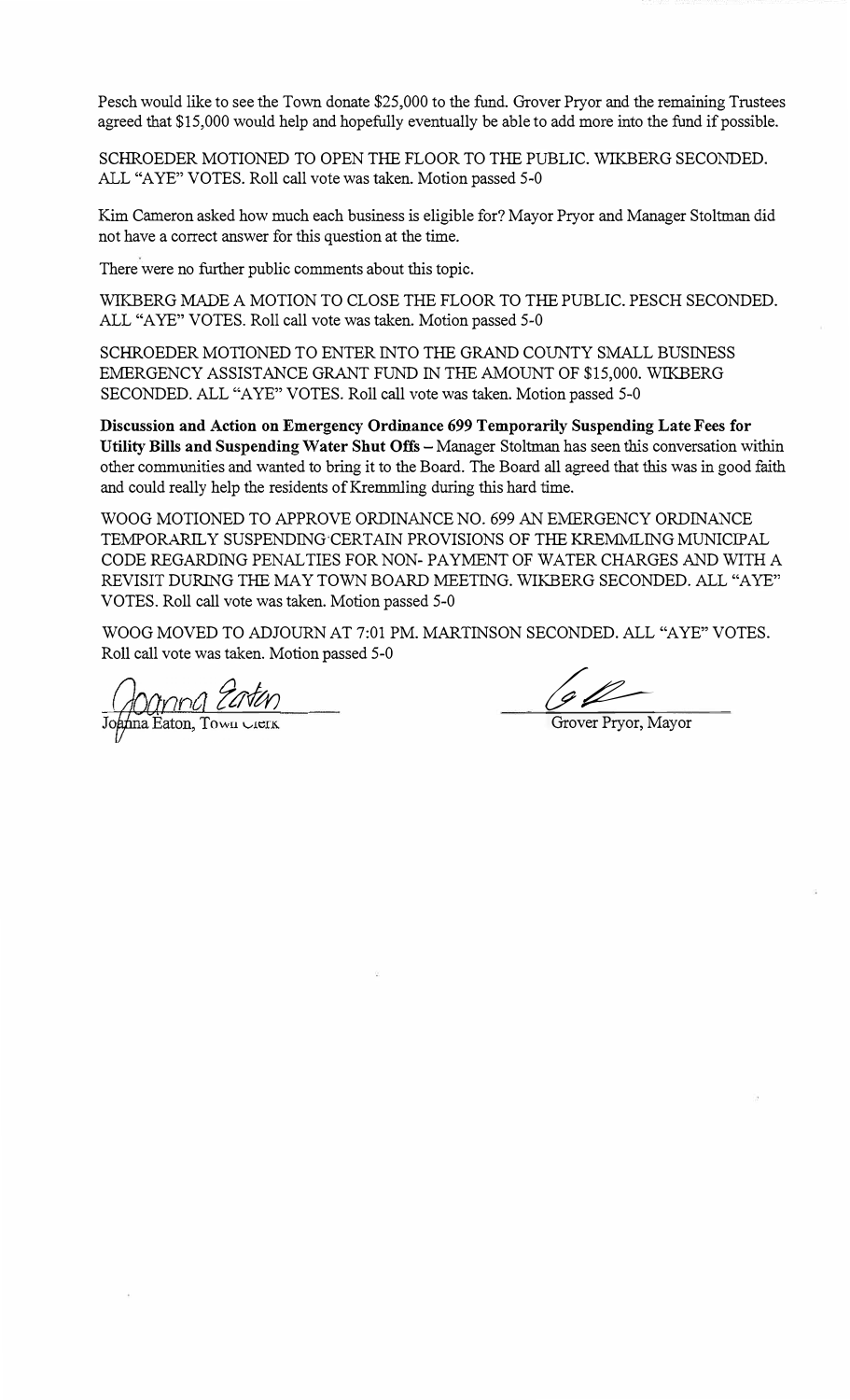Pesch would like to see the Town donate $25,000 to the fund. Grover Pryor and the remaining Trustees agreed that $15,000 would help and hopefully eventually be able to add more into the fund if possible.

SCHROEDER MOTIONED TO OPEN THE FLOOR TO THE PUBLIC. WIKBERG SECONDED. ALL "AYE" VOTES. Roll call vote was taken. Motion passed 5-0

Kim Cameron asked how much each business is eligible for? Mayor Pryor and Manager Stoltman did not have a correct answer for this question at the time.

There were no further public comments about this topic.

WIKBERG MADE A MOTION TO CLOSE THE FLOOR TO THE PUBLIC. PESCH SECONDED. ALL "AYE" VOTES. Roll call vote was taken. Motion passed 5-0

SCHROEDER MOTIONED TO ENTER INTO THE GRAND COUNTY SMALL BUSINESS EMERGENCY ASSISTANCE GRANT FUND IN THE AMOUNT OF $15,000. WIKBERG SECONDED. ALL "AYE" VOTES. Roll call vote was taken. Motion passed 5-0

**Discussion and Action on Emergency Ordinance 699 Temporarily Suspending Late Fees for Utility Bills and Suspending Water Shut Offs** – Manager Stoltman has seen this conversation within other communities and wanted to bring it to the Board. The Board all agreed that this was in good faith and could really help the residents of Kremmling during this hard time.

WOOG MOTIONED TO APPROVE ORDINANCE NO. 699 AN EMERGENCY ORDINANCE TEMPORARILY SUSPENDING CERTAIN PROVISIONS OF THE KREMMLING MUNICIPAL CODE REGARDING PENALTIES FOR NON- PAYMENT OF WATER CHARGES AND WITH A REVISIT DURING THE MAY TOWN BOARD MEETING. WIKBERG SECONDED. ALL "AYE" VOTES. Roll call vote was taken. Motion passed 5-0

WOOG MOVED TO ADJOURN AT 7:01 PM. MARTINSON SECONDED. ALL "AYE" VOTES. Roll call vote was taken. Motion passed 5-0

Joanna Eaton, Town Clerk

Grover Pryor, Mayor